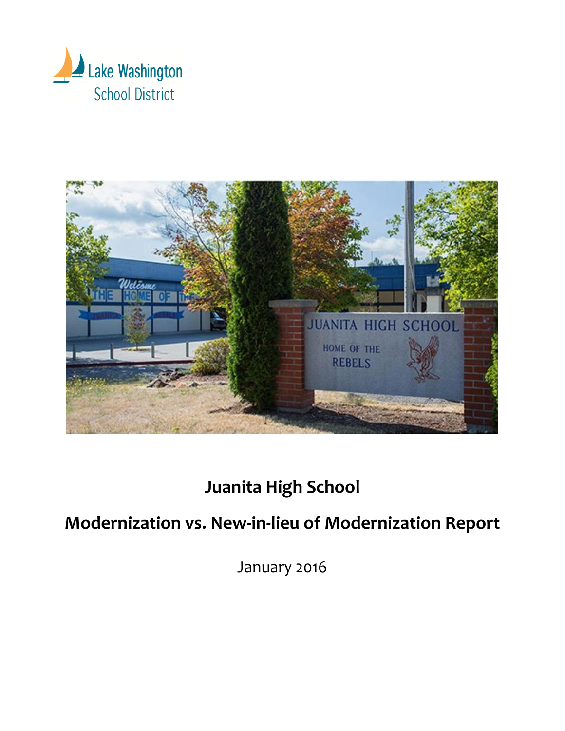Lake Washington School District

# Juanita High School

## Modernization vs. New-in-lieu of Modernization Report

January 2016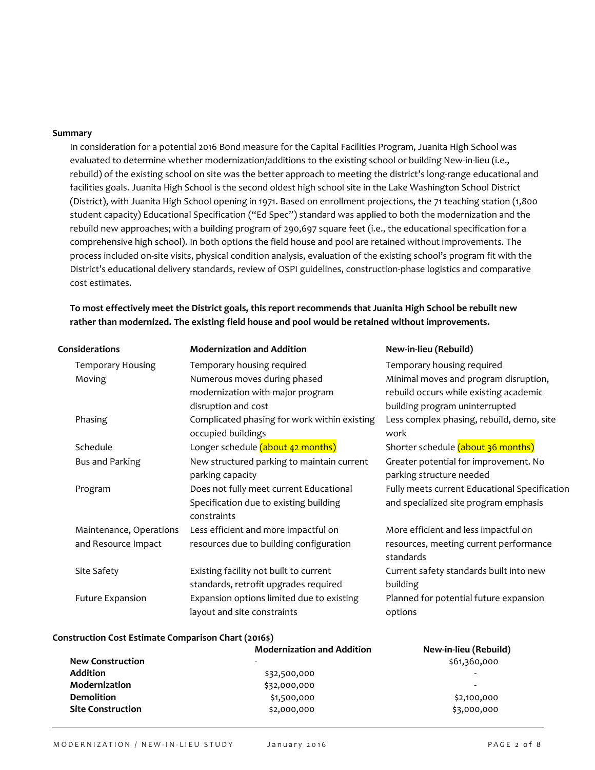**Summary**

In consideration for a potential 2016 Bond measure for the Capital Facilities Program, Juanita High School was evaluated to determine whether modernization/additions to the existing school or building New-in-lieu (i.e., rebuild) of the existing school on site was the better approach to meeting the district's long-range educational and facilities goals. Juanita High School is the second oldest high school site in the Lake Washington School District (District), with Juanita High School opening in 1971. Based on enrollment projections, the 71 teaching station (1,800 student capacity) Educational Specification ("Ed Spec") standard was applied to both the modernization and the rebuild new approaches; with a building program of 290,697 square feet (i.e., the educational specification for a comprehensive high school). In both options the field house and pool are retained without improvements. The process included on-site visits, physical condition analysis, evaluation of the existing school's program fit with the District's educational delivery standards, review of OSPI guidelines, construction-phase logistics and comparative cost estimates.

**To most effectively meet the District goals, this report recommends that Juanita High School be rebuilt new rather than modernized. The existing field house and pool would be retained without improvements.**

| Considerations | Modernization and Addition | New-in-lieu (Rebuild) |
|---|---|---|
| Temporary Housing | Temporary housing required | Temporary housing required |
| Moving | Numerous moves during phased modernization with major program disruption and cost | Minimal moves and program disruption, rebuild occurs while existing academic building program uninterrupted |
| Phasing | Complicated phasing for work within existing occupied buildings | Less complex phasing, rebuild, demo, site work |
| Schedule | Longer schedule (about 42 months) | Shorter schedule (about 36 months) |
| Bus and Parking | New structured parking to maintain current parking capacity | Greater potential for improvement. No parking structure needed |
| Program | Does not fully meet current Educational Specification due to existing building constraints | Fully meets current Educational Specification and specialized site program emphasis |
| Maintenance, Operations and Resource Impact | Less efficient and more impactful on resources due to building configuration | More efficient and less impactful on resources, meeting current performance standards |
| Site Safety | Existing facility not built to current standards, retrofit upgrades required | Current safety standards built into new building |
| Future Expansion | Expansion options limited due to existing layout and site constraints | Planned for potential future expansion options |

**Construction Cost Estimate Comparison Chart (2016$)**

| | Modernization and Addition | New-in-lieu (Rebuild) |
|---|---|---|
| **New Construction** | - | $61,360,000 |
| **Addition** | $32,500,000 | - |
| **Modernization** | $32,000,000 | - |
| **Demolition** | $1,500,000 | $2,100,000 |
| **Site Construction** | $2,000,000 | $3,000,000 |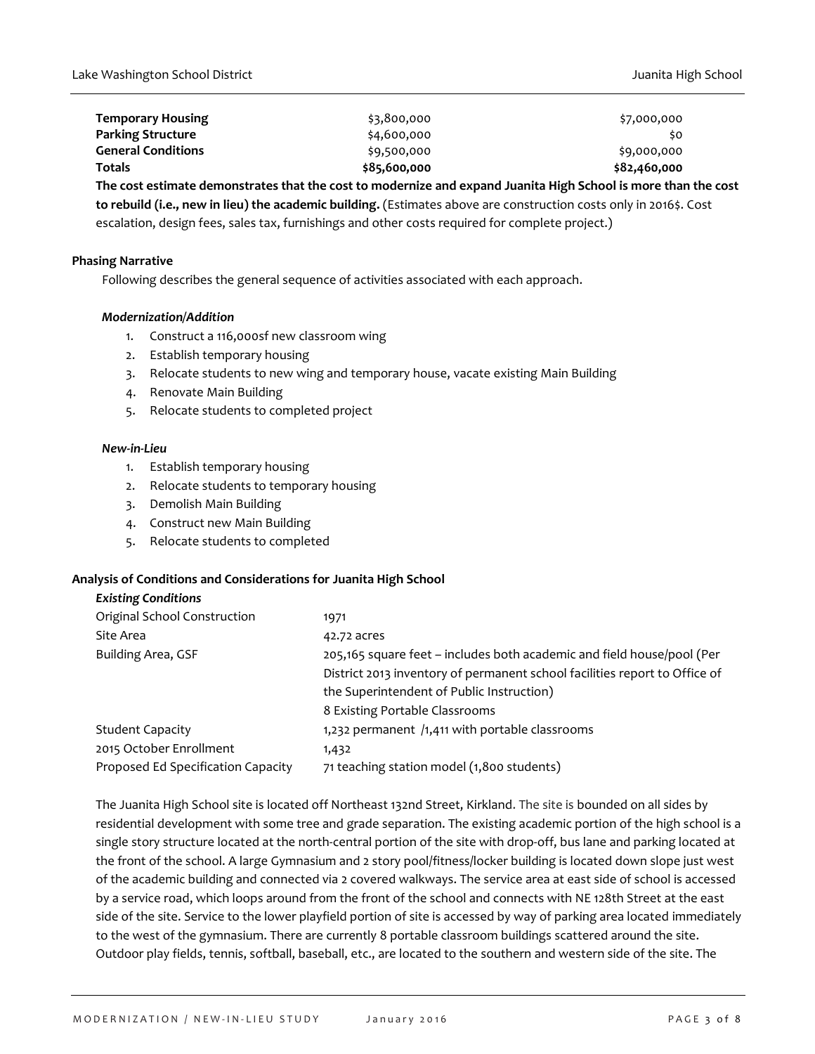| | | |
|---|---|---|
| **Temporary Housing** | $3,800,000 | $7,000,000 |
| **Parking Structure** | $4,600,000 | $0 |
| **General Conditions** | $9,500,000 | $9,000,000 |
| **Totals** | **$85,600,000** | **$82,460,000** |

**The cost estimate demonstrates that the cost to modernize and expand Juanita High School is more than the cost to rebuild (i.e., new in lieu) the academic building.** (Estimates above are construction costs only in 2016$. Cost escalation, design fees, sales tax, furnishings and other costs required for complete project.)

**Phasing Narrative**

Following describes the general sequence of activities associated with each approach.

***Modernization/Addition***

1. Construct a 116,000sf new classroom wing
2. Establish temporary housing
3. Relocate students to new wing and temporary house, vacate existing Main Building
4. Renovate Main Building
5. Relocate students to completed project

***New-in-Lieu***

1. Establish temporary housing
2. Relocate students to temporary housing
3. Demolish Main Building
4. Construct new Main Building
5. Relocate students to completed

**Analysis of Conditions and Considerations for Juanita High School**

***Existing Conditions***

| | |
|---|---|
| Original School Construction | 1971 |
| Site Area | 42.72 acres |
| Building Area, GSF | 205,165 square feet – includes both academic and field house/pool (Per District 2013 inventory of permanent school facilities report to Office of the Superintendent of Public Instruction)<br>8 Existing Portable Classrooms |
| Student Capacity | 1,232 permanent /1,411 with portable classrooms |
| 2015 October Enrollment | 1,432 |
| Proposed Ed Specification Capacity | 71 teaching station model (1,800 students) |

The Juanita High School site is located off Northeast 132nd Street, Kirkland. The site is bounded on all sides by residential development with some tree and grade separation. The existing academic portion of the high school is a single story structure located at the north-central portion of the site with drop-off, bus lane and parking located at the front of the school. A large Gymnasium and 2 story pool/fitness/locker building is located down slope just west of the academic building and connected via 2 covered walkways. The service area at east side of school is accessed by a service road, which loops around from the front of the school and connects with NE 128th Street at the east side of the site. Service to the lower playfield portion of site is accessed by way of parking area located immediately to the west of the gymnasium. There are currently 8 portable classroom buildings scattered around the site. Outdoor play fields, tennis, softball, baseball, etc., are located to the southern and western side of the site. The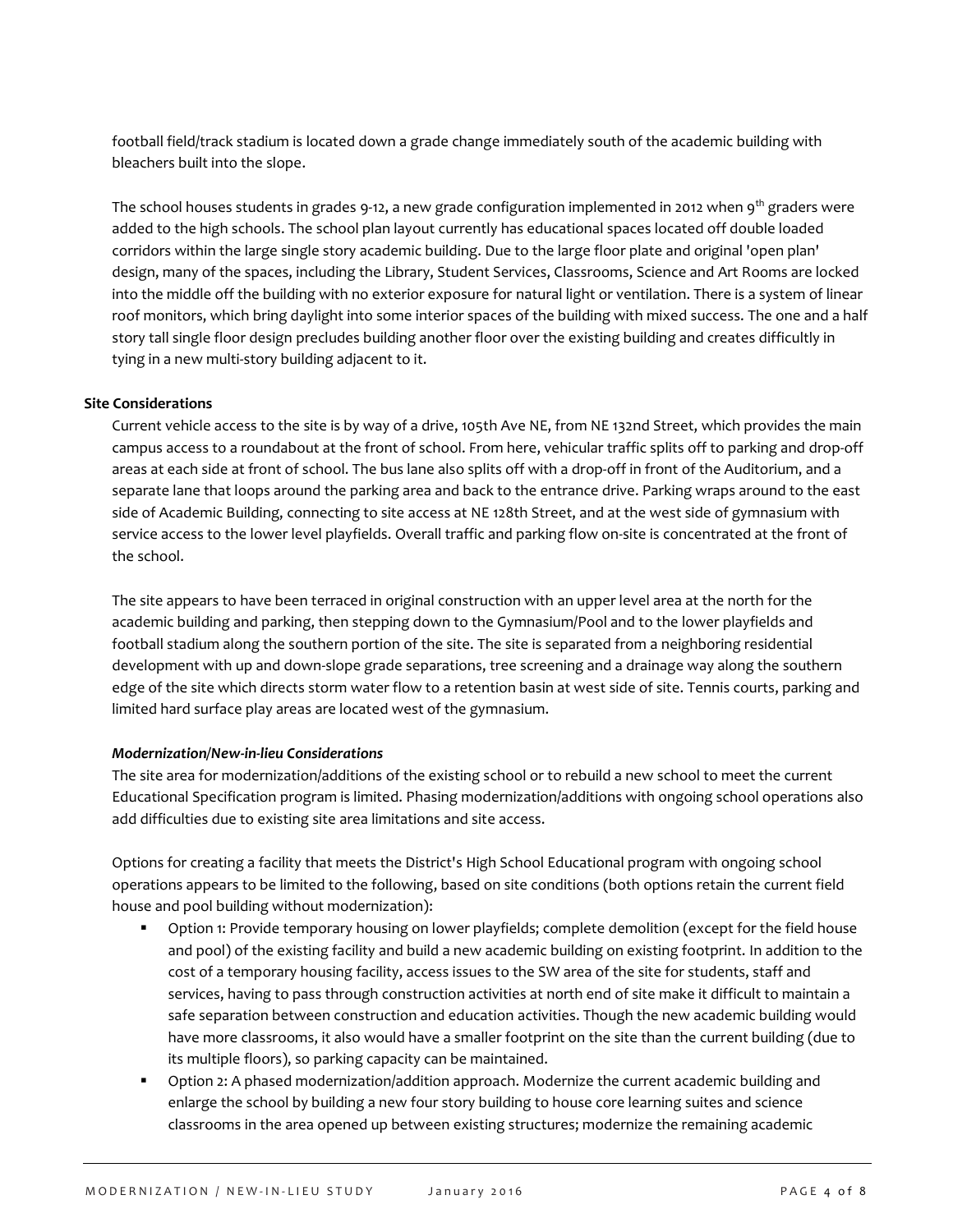football field/track stadium is located down a grade change immediately south of the academic building with bleachers built into the slope.

The school houses students in grades 9-12, a new grade configuration implemented in 2012 when 9th graders were added to the high schools. The school plan layout currently has educational spaces located off double loaded corridors within the large single story academic building. Due to the large floor plate and original 'open plan' design, many of the spaces, including the Library, Student Services, Classrooms, Science and Art Rooms are locked into the middle off the building with no exterior exposure for natural light or ventilation. There is a system of linear roof monitors, which bring daylight into some interior spaces of the building with mixed success. The one and a half story tall single floor design precludes building another floor over the existing building and creates difficultly in tying in a new multi-story building adjacent to it.

**Site Considerations**

Current vehicle access to the site is by way of a drive, 105th Ave NE, from NE 132nd Street, which provides the main campus access to a roundabout at the front of school. From here, vehicular traffic splits off to parking and drop-off areas at each side at front of school. The bus lane also splits off with a drop-off in front of the Auditorium, and a separate lane that loops around the parking area and back to the entrance drive. Parking wraps around to the east side of Academic Building, connecting to site access at NE 128th Street, and at the west side of gymnasium with service access to the lower level playfields. Overall traffic and parking flow on-site is concentrated at the front of the school.

The site appears to have been terraced in original construction with an upper level area at the north for the academic building and parking, then stepping down to the Gymnasium/Pool and to the lower playfields and football stadium along the southern portion of the site. The site is separated from a neighboring residential development with up and down-slope grade separations, tree screening and a drainage way along the southern edge of the site which directs storm water flow to a retention basin at west side of site. Tennis courts, parking and limited hard surface play areas are located west of the gymnasium.

***Modernization/New-in-lieu Considerations***

The site area for modernization/additions of the existing school or to rebuild a new school to meet the current Educational Specification program is limited. Phasing modernization/additions with ongoing school operations also add difficulties due to existing site area limitations and site access.

Options for creating a facility that meets the District's High School Educational program with ongoing school operations appears to be limited to the following, based on site conditions (both options retain the current field house and pool building without modernization):

- Option 1: Provide temporary housing on lower playfields; complete demolition (except for the field house and pool) of the existing facility and build a new academic building on existing footprint. In addition to the cost of a temporary housing facility, access issues to the SW area of the site for students, staff and services, having to pass through construction activities at north end of site make it difficult to maintain a safe separation between construction and education activities. Though the new academic building would have more classrooms, it also would have a smaller footprint on the site than the current building (due to its multiple floors), so parking capacity can be maintained.
- Option 2: A phased modernization/addition approach. Modernize the current academic building and enlarge the school by building a new four story building to house core learning suites and science classrooms in the area opened up between existing structures; modernize the remaining academic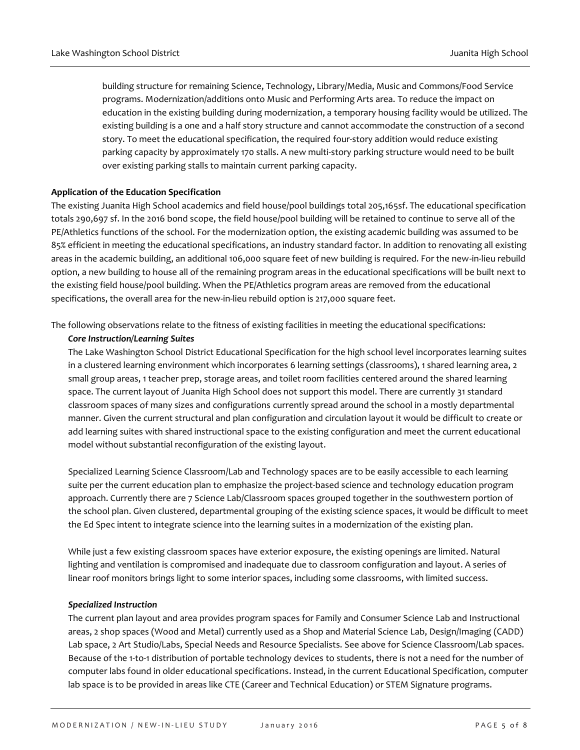building structure for remaining Science, Technology, Library/Media, Music and Commons/Food Service programs. Modernization/additions onto Music and Performing Arts area. To reduce the impact on education in the existing building during modernization, a temporary housing facility would be utilized. The existing building is a one and a half story structure and cannot accommodate the construction of a second story. To meet the educational specification, the required four-story addition would reduce existing parking capacity by approximately 170 stalls. A new multi-story parking structure would need to be built over existing parking stalls to maintain current parking capacity.

**Application of the Education Specification**

The existing Juanita High School academics and field house/pool buildings total 205,165sf. The educational specification totals 290,697 sf. In the 2016 bond scope, the field house/pool building will be retained to continue to serve all of the PE/Athletics functions of the school. For the modernization option, the existing academic building was assumed to be 85% efficient in meeting the educational specifications, an industry standard factor. In addition to renovating all existing areas in the academic building, an additional 106,000 square feet of new building is required. For the new-in-lieu rebuild option, a new building to house all of the remaining program areas in the educational specifications will be built next to the existing field house/pool building. When the PE/Athletics program areas are removed from the educational specifications, the overall area for the new-in-lieu rebuild option is 217,000 square feet.

The following observations relate to the fitness of existing facilities in meeting the educational specifications:

***Core Instruction/Learning Suites***

The Lake Washington School District Educational Specification for the high school level incorporates learning suites in a clustered learning environment which incorporates 6 learning settings (classrooms), 1 shared learning area, 2 small group areas, 1 teacher prep, storage areas, and toilet room facilities centered around the shared learning space. The current layout of Juanita High School does not support this model. There are currently 31 standard classroom spaces of many sizes and configurations currently spread around the school in a mostly departmental manner. Given the current structural and plan configuration and circulation layout it would be difficult to create or add learning suites with shared instructional space to the existing configuration and meet the current educational model without substantial reconfiguration of the existing layout.

Specialized Learning Science Classroom/Lab and Technology spaces are to be easily accessible to each learning suite per the current education plan to emphasize the project-based science and technology education program approach. Currently there are 7 Science Lab/Classroom spaces grouped together in the southwestern portion of the school plan. Given clustered, departmental grouping of the existing science spaces, it would be difficult to meet the Ed Spec intent to integrate science into the learning suites in a modernization of the existing plan.

While just a few existing classroom spaces have exterior exposure, the existing openings are limited. Natural lighting and ventilation is compromised and inadequate due to classroom configuration and layout. A series of linear roof monitors brings light to some interior spaces, including some classrooms, with limited success.

***Specialized Instruction***

The current plan layout and area provides program spaces for Family and Consumer Science Lab and Instructional areas, 2 shop spaces (Wood and Metal) currently used as a Shop and Material Science Lab, Design/Imaging (CADD) Lab space, 2 Art Studio/Labs, Special Needs and Resource Specialists. See above for Science Classroom/Lab spaces. Because of the 1-to-1 distribution of portable technology devices to students, there is not a need for the number of computer labs found in older educational specifications. Instead, in the current Educational Specification, computer lab space is to be provided in areas like CTE (Career and Technical Education) or STEM Signature programs.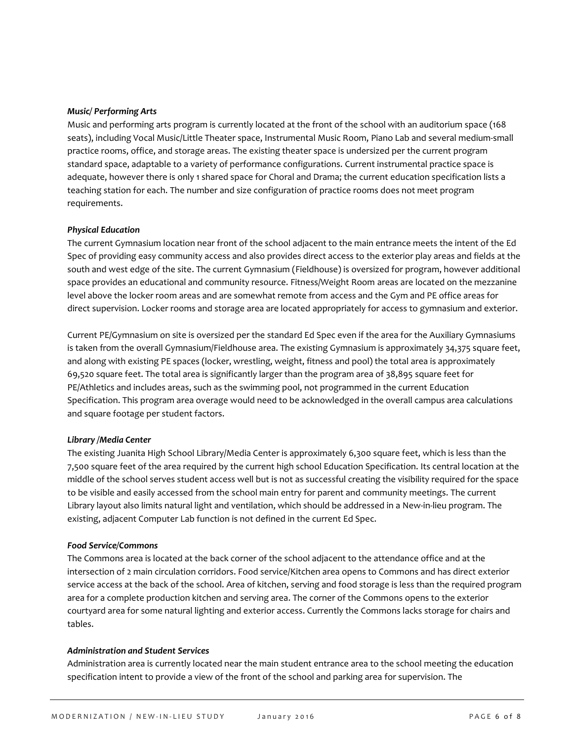***Music/ Performing Arts***

Music and performing arts program is currently located at the front of the school with an auditorium space (168 seats), including Vocal Music/Little Theater space, Instrumental Music Room, Piano Lab and several medium-small practice rooms, office, and storage areas. The existing theater space is undersized per the current program standard space, adaptable to a variety of performance configurations. Current instrumental practice space is adequate, however there is only 1 shared space for Choral and Drama; the current education specification lists a teaching station for each. The number and size configuration of practice rooms does not meet program requirements.

***Physical Education***

The current Gymnasium location near front of the school adjacent to the main entrance meets the intent of the Ed Spec of providing easy community access and also provides direct access to the exterior play areas and fields at the south and west edge of the site. The current Gymnasium (Fieldhouse) is oversized for program, however additional space provides an educational and community resource. Fitness/Weight Room areas are located on the mezzanine level above the locker room areas and are somewhat remote from access and the Gym and PE office areas for direct supervision. Locker rooms and storage area are located appropriately for access to gymnasium and exterior.

Current PE/Gymnasium on site is oversized per the standard Ed Spec even if the area for the Auxiliary Gymnasiums is taken from the overall Gymnasium/Fieldhouse area. The existing Gymnasium is approximately 34,375 square feet, and along with existing PE spaces (locker, wrestling, weight, fitness and pool) the total area is approximately 69,520 square feet. The total area is significantly larger than the program area of 38,895 square feet for PE/Athletics and includes areas, such as the swimming pool, not programmed in the current Education Specification. This program area overage would need to be acknowledged in the overall campus area calculations and square footage per student factors.

***Library /Media Center***

The existing Juanita High School Library/Media Center is approximately 6,300 square feet, which is less than the 7,500 square feet of the area required by the current high school Education Specification. Its central location at the middle of the school serves student access well but is not as successful creating the visibility required for the space to be visible and easily accessed from the school main entry for parent and community meetings. The current Library layout also limits natural light and ventilation, which should be addressed in a New-in-lieu program. The existing, adjacent Computer Lab function is not defined in the current Ed Spec.

***Food Service/Commons***

The Commons area is located at the back corner of the school adjacent to the attendance office and at the intersection of 2 main circulation corridors. Food service/Kitchen area opens to Commons and has direct exterior service access at the back of the school. Area of kitchen, serving and food storage is less than the required program area for a complete production kitchen and serving area. The corner of the Commons opens to the exterior courtyard area for some natural lighting and exterior access. Currently the Commons lacks storage for chairs and tables.

***Administration and Student Services***

Administration area is currently located near the main student entrance area to the school meeting the education specification intent to provide a view of the front of the school and parking area for supervision. The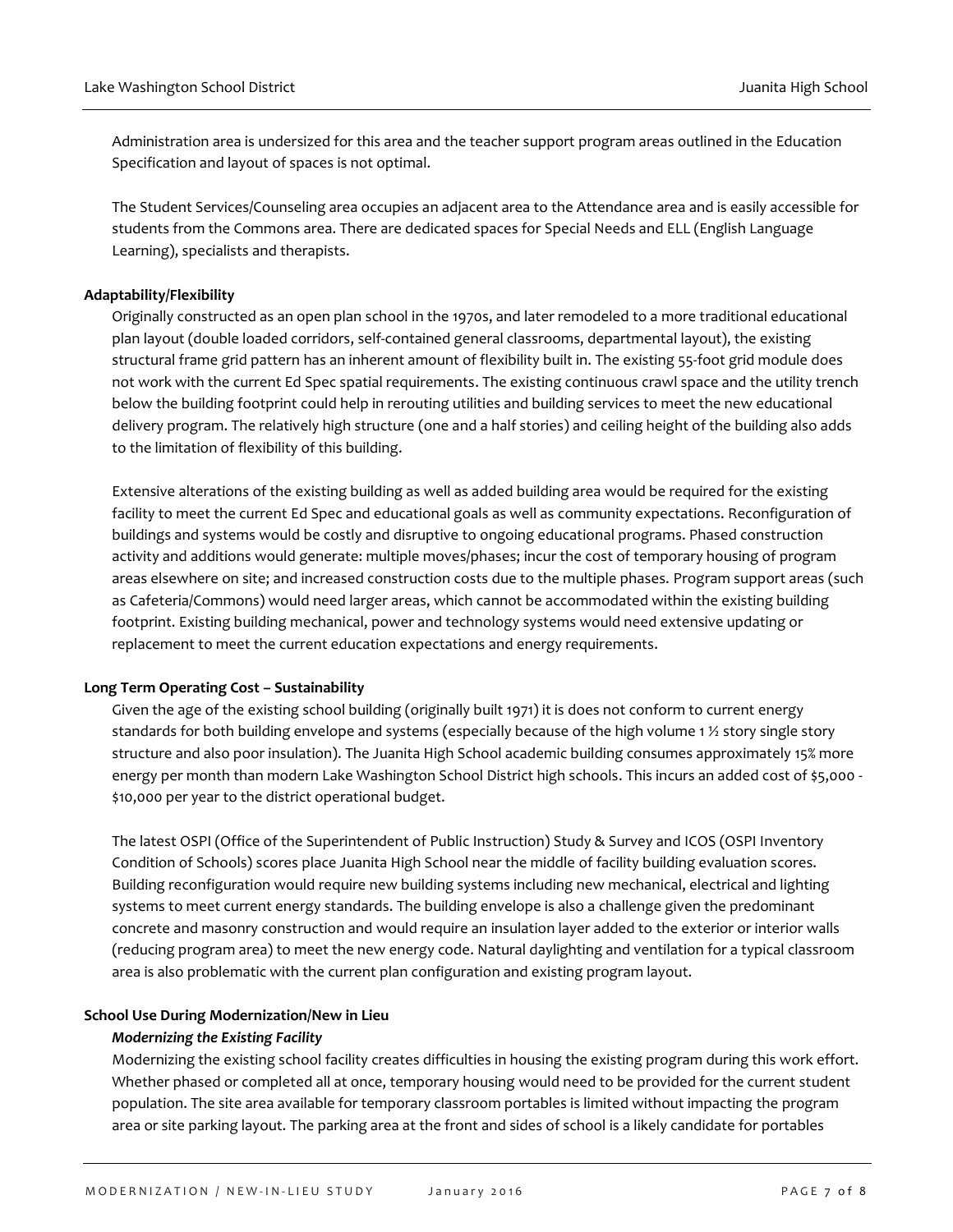Administration area is undersized for this area and the teacher support program areas outlined in the Education Specification and layout of spaces is not optimal.

The Student Services/Counseling area occupies an adjacent area to the Attendance area and is easily accessible for students from the Commons area. There are dedicated spaces for Special Needs and ELL (English Language Learning), specialists and therapists.

**Adaptability/Flexibility**

Originally constructed as an open plan school in the 1970s, and later remodeled to a more traditional educational plan layout (double loaded corridors, self-contained general classrooms, departmental layout), the existing structural frame grid pattern has an inherent amount of flexibility built in. The existing 55-foot grid module does not work with the current Ed Spec spatial requirements. The existing continuous crawl space and the utility trench below the building footprint could help in rerouting utilities and building services to meet the new educational delivery program. The relatively high structure (one and a half stories) and ceiling height of the building also adds to the limitation of flexibility of this building.

Extensive alterations of the existing building as well as added building area would be required for the existing facility to meet the current Ed Spec and educational goals as well as community expectations. Reconfiguration of buildings and systems would be costly and disruptive to ongoing educational programs. Phased construction activity and additions would generate: multiple moves/phases; incur the cost of temporary housing of program areas elsewhere on site; and increased construction costs due to the multiple phases. Program support areas (such as Cafeteria/Commons) would need larger areas, which cannot be accommodated within the existing building footprint. Existing building mechanical, power and technology systems would need extensive updating or replacement to meet the current education expectations and energy requirements.

**Long Term Operating Cost – Sustainability**

Given the age of the existing school building (originally built 1971) it is does not conform to current energy standards for both building envelope and systems (especially because of the high volume 1 ½ story single story structure and also poor insulation). The Juanita High School academic building consumes approximately 15% more energy per month than modern Lake Washington School District high schools. This incurs an added cost of $5,000 - $10,000 per year to the district operational budget.

The latest OSPI (Office of the Superintendent of Public Instruction) Study & Survey and ICOS (OSPI Inventory Condition of Schools) scores place Juanita High School near the middle of facility building evaluation scores. Building reconfiguration would require new building systems including new mechanical, electrical and lighting systems to meet current energy standards. The building envelope is also a challenge given the predominant concrete and masonry construction and would require an insulation layer added to the exterior or interior walls (reducing program area) to meet the new energy code. Natural daylighting and ventilation for a typical classroom area is also problematic with the current plan configuration and existing program layout.

**School Use During Modernization/New in Lieu**

***Modernizing the Existing Facility***

Modernizing the existing school facility creates difficulties in housing the existing program during this work effort. Whether phased or completed all at once, temporary housing would need to be provided for the current student population. The site area available for temporary classroom portables is limited without impacting the program area or site parking layout. The parking area at the front and sides of school is a likely candidate for portables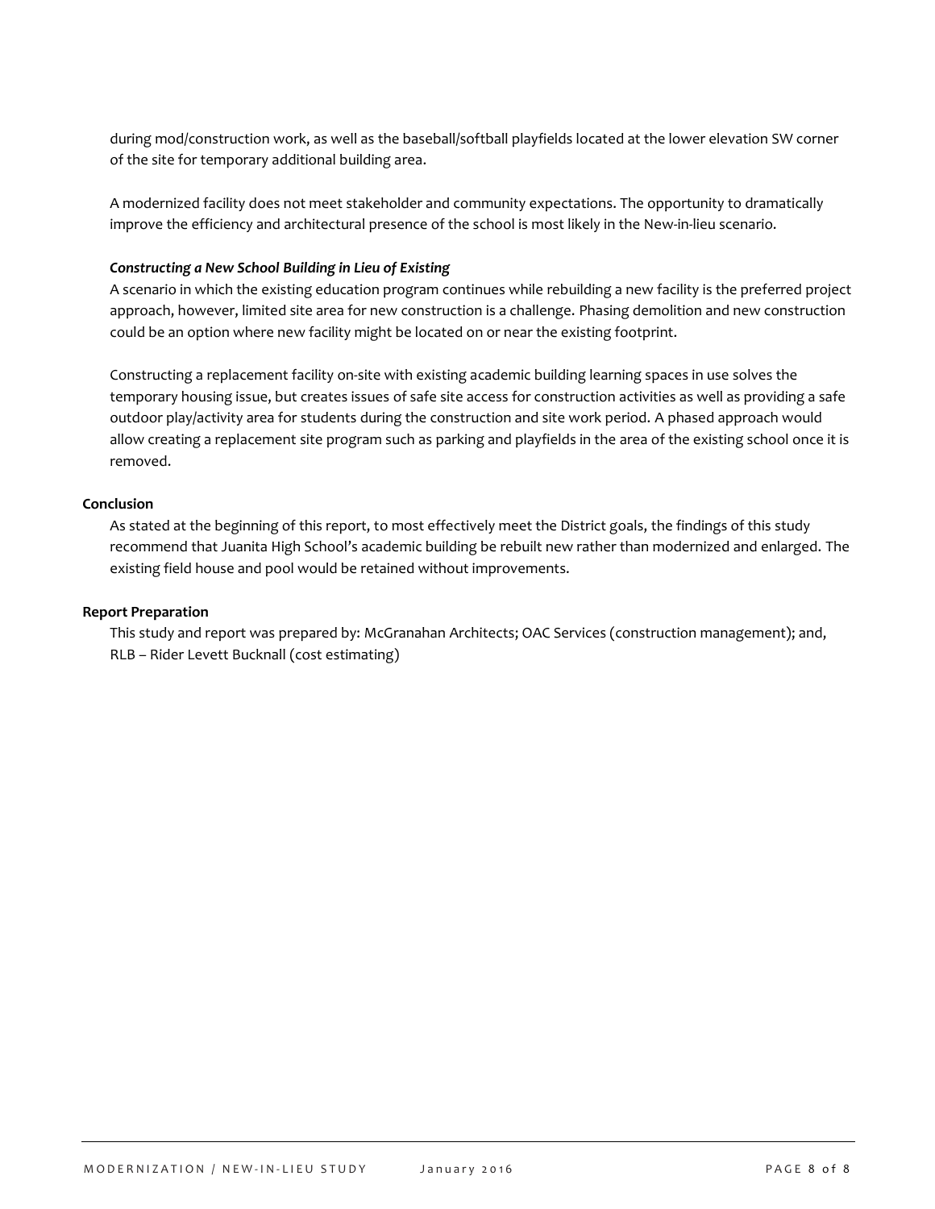during mod/construction work, as well as the baseball/softball playfields located at the lower elevation SW corner of the site for temporary additional building area.

A modernized facility does not meet stakeholder and community expectations. The opportunity to dramatically improve the efficiency and architectural presence of the school is most likely in the New-in-lieu scenario.

***Constructing a New School Building in Lieu of Existing***

A scenario in which the existing education program continues while rebuilding a new facility is the preferred project approach, however, limited site area for new construction is a challenge. Phasing demolition and new construction could be an option where new facility might be located on or near the existing footprint.

Constructing a replacement facility on-site with existing academic building learning spaces in use solves the temporary housing issue, but creates issues of safe site access for construction activities as well as providing a safe outdoor play/activity area for students during the construction and site work period. A phased approach would allow creating a replacement site program such as parking and playfields in the area of the existing school once it is removed.

**Conclusion**

As stated at the beginning of this report, to most effectively meet the District goals, the findings of this study recommend that Juanita High School's academic building be rebuilt new rather than modernized and enlarged. The existing field house and pool would be retained without improvements.

**Report Preparation**

This study and report was prepared by: McGranahan Architects; OAC Services (construction management); and, RLB – Rider Levett Bucknall (cost estimating)